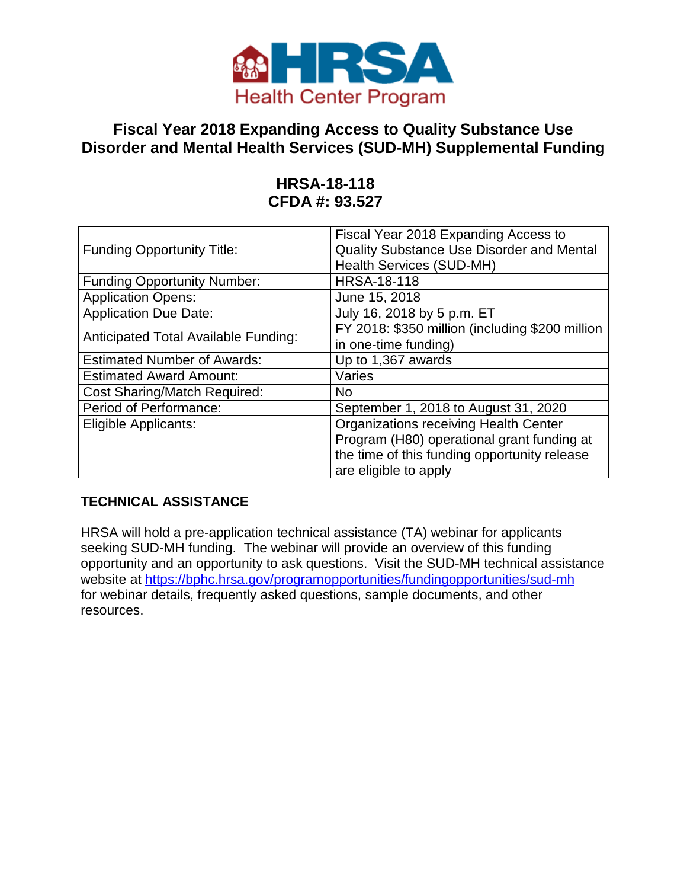# HRSA Health Center Program

## Fiscal Year 2018 Expanding Access to Quality Substance Use Disorder and Mental Health Services (SUD-MH) Supplemental Funding

### HRSA-18-118
### CFDA #: 93.527

| | |
|---|---|
| Funding Opportunity Title: | Fiscal Year 2018 Expanding Access to Quality Substance Use Disorder and Mental Health Services (SUD-MH) |
| Funding Opportunity Number: | HRSA-18-118 |
| Application Opens: | June 15, 2018 |
| Application Due Date: | July 16, 2018 by 5 p.m. ET |
| Anticipated Total Available Funding: | FY 2018: $350 million (including $200 million in one-time funding) |
| Estimated Number of Awards: | Up to 1,367 awards |
| Estimated Award Amount: | Varies |
| Cost Sharing/Match Required: | No |
| Period of Performance: | September 1, 2018 to August 31, 2020 |
| Eligible Applicants: | Organizations receiving Health Center Program (H80) operational grant funding at the time of this funding opportunity release are eligible to apply |

## TECHNICAL ASSISTANCE

HRSA will hold a pre-application technical assistance (TA) webinar for applicants seeking SUD-MH funding. The webinar will provide an overview of this funding opportunity and an opportunity to ask questions. Visit the SUD-MH technical assistance website at https://bphc.hrsa.gov/programopportunities/fundingopportunities/sud-mh for webinar details, frequently asked questions, sample documents, and other resources.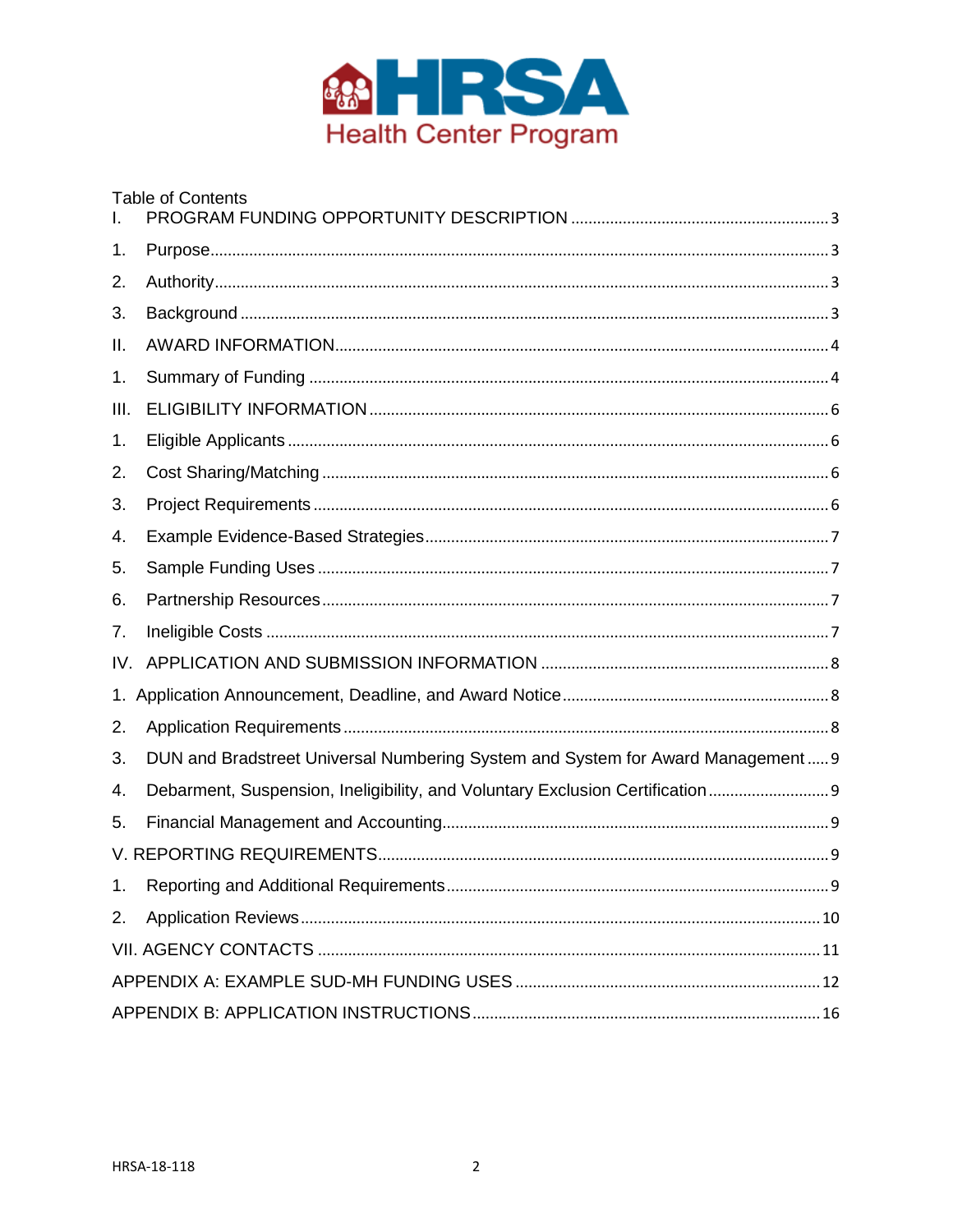Table of Contents

I. PROGRAM FUNDING OPPORTUNITY DESCRIPTION ........ 3
1. Purpose ........ 3
2. Authority ........ 3
3. Background ........ 3
II. AWARD INFORMATION ........ 4
1. Summary of Funding ........ 4
III. ELIGIBILITY INFORMATION ........ 6
1. Eligible Applicants ........ 6
2. Cost Sharing/Matching ........ 6
3. Project Requirements ........ 6
4. Example Evidence-Based Strategies ........ 7
5. Sample Funding Uses ........ 7
6. Partnership Resources ........ 7
7. Ineligible Costs ........ 7
IV. APPLICATION AND SUBMISSION INFORMATION ........ 8
1. Application Announcement, Deadline, and Award Notice ........ 8
2. Application Requirements ........ 8
3. DUN and Bradstreet Universal Numbering System and System for Award Management ........ 9
4. Debarment, Suspension, Ineligibility, and Voluntary Exclusion Certification ........ 9
5. Financial Management and Accounting ........ 9
V. REPORTING REQUIREMENTS ........ 9
1. Reporting and Additional Requirements ........ 9
2. Application Reviews ........ 10
VII. AGENCY CONTACTS ........ 11
APPENDIX A: EXAMPLE SUD-MH FUNDING USES ........ 12
APPENDIX B: APPLICATION INSTRUCTIONS ........ 16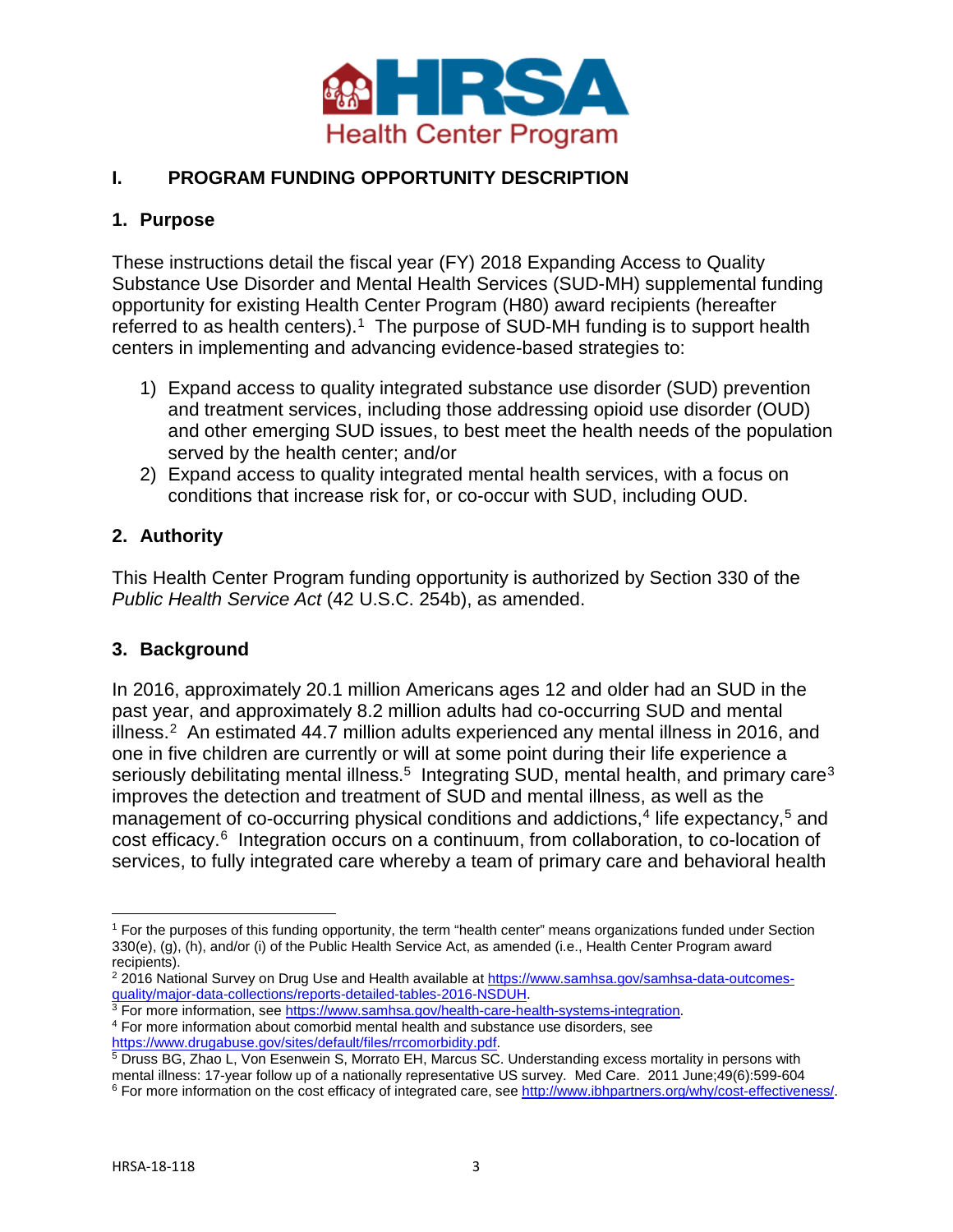## I. PROGRAM FUNDING OPPORTUNITY DESCRIPTION

### 1. Purpose

These instructions detail the fiscal year (FY) 2018 Expanding Access to Quality Substance Use Disorder and Mental Health Services (SUD-MH) supplemental funding opportunity for existing Health Center Program (H80) award recipients (hereafter referred to as health centers).[1] The purpose of SUD-MH funding is to support health centers in implementing and advancing evidence-based strategies to:

1) Expand access to quality integrated substance use disorder (SUD) prevention and treatment services, including those addressing opioid use disorder (OUD) and other emerging SUD issues, to best meet the health needs of the population served by the health center; and/or
2) Expand access to quality integrated mental health services, with a focus on conditions that increase risk for, or co-occur with SUD, including OUD.

### 2. Authority

This Health Center Program funding opportunity is authorized by Section 330 of the *Public Health Service Act* (42 U.S.C. 254b), as amended.

### 3. Background

In 2016, approximately 20.1 million Americans ages 12 and older had an SUD in the past year, and approximately 8.2 million adults had co-occurring SUD and mental illness.[2] An estimated 44.7 million adults experienced any mental illness in 2016, and one in five children are currently or will at some point during their life experience a seriously debilitating mental illness.[5] Integrating SUD, mental health, and primary care[3] improves the detection and treatment of SUD and mental illness, as well as the management of co-occurring physical conditions and addictions,[4] life expectancy,[5] and cost efficacy.[6] Integration occurs on a continuum, from collaboration, to co-location of services, to fully integrated care whereby a team of primary care and behavioral health

---

[1] For the purposes of this funding opportunity, the term "health center" means organizations funded under Section 330(e), (g), (h), and/or (i) of the Public Health Service Act, as amended (i.e., Health Center Program award recipients).

[2] 2016 National Survey on Drug Use and Health available at https://www.samhsa.gov/samhsa-data-outcomes-quality/major-data-collections/reports-detailed-tables-2016-NSDUH.

[3] For more information, see https://www.samhsa.gov/health-care-health-systems-integration.

[4] For more information about comorbid mental health and substance use disorders, see https://www.drugabuse.gov/sites/default/files/rrcomorbidity.pdf.

[5] Druss BG, Zhao L, Von Esenwein S, Morrato EH, Marcus SC. Understanding excess mortality in persons with mental illness: 17-year follow up of a nationally representative US survey. Med Care. 2011 June;49(6):599-604

[6] For more information on the cost efficacy of integrated care, see http://www.ibhpartners.org/why/cost-effectiveness/.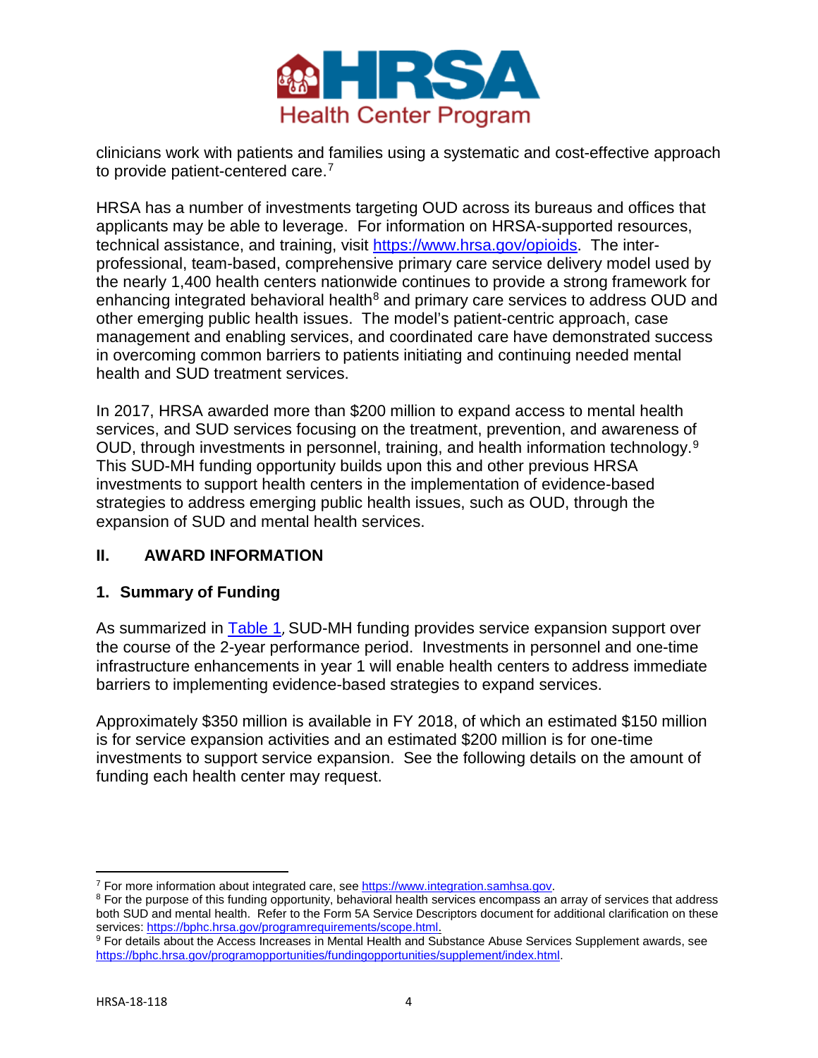clinicians work with patients and families using a systematic and cost-effective approach to provide patient-centered care.[7]

HRSA has a number of investments targeting OUD across its bureaus and offices that applicants may be able to leverage. For information on HRSA-supported resources, technical assistance, and training, visit [https://www.hrsa.gov/opioids](https://www.hrsa.gov/opioids). The inter-professional, team-based, comprehensive primary care service delivery model used by the nearly 1,400 health centers nationwide continues to provide a strong framework for enhancing integrated behavioral health[8] and primary care services to address OUD and other emerging public health issues. The model's patient-centric approach, case management and enabling services, and coordinated care have demonstrated success in overcoming common barriers to patients initiating and continuing needed mental health and SUD treatment services.

In 2017, HRSA awarded more than $200 million to expand access to mental health services, and SUD services focusing on the treatment, prevention, and awareness of OUD, through investments in personnel, training, and health information technology.[9] This SUD-MH funding opportunity builds upon this and other previous HRSA investments to support health centers in the implementation of evidence-based strategies to address emerging public health issues, such as OUD, through the expansion of SUD and mental health services.

## II. AWARD INFORMATION

### 1. Summary of Funding

As summarized in Table 1, SUD-MH funding provides service expansion support over the course of the 2-year performance period. Investments in personnel and one-time infrastructure enhancements in year 1 will enable health centers to address immediate barriers to implementing evidence-based strategies to expand services.

Approximately $350 million is available in FY 2018, of which an estimated $150 million is for service expansion activities and an estimated $200 million is for one-time investments to support service expansion. See the following details on the amount of funding each health center may request.

---

[7] For more information about integrated care, see [https://www.integration.samhsa.gov](https://www.integration.samhsa.gov).

[8] For the purpose of this funding opportunity, behavioral health services encompass an array of services that address both SUD and mental health. Refer to the Form 5A Service Descriptors document for additional clarification on these services: [https://bphc.hrsa.gov/programrequirements/scope.html](https://bphc.hrsa.gov/programrequirements/scope.html).

[9] For details about the Access Increases in Mental Health and Substance Abuse Services Supplement awards, see [https://bphc.hrsa.gov/programopportunities/fundingopportunities/supplement/index.html](https://bphc.hrsa.gov/programopportunities/fundingopportunities/supplement/index.html).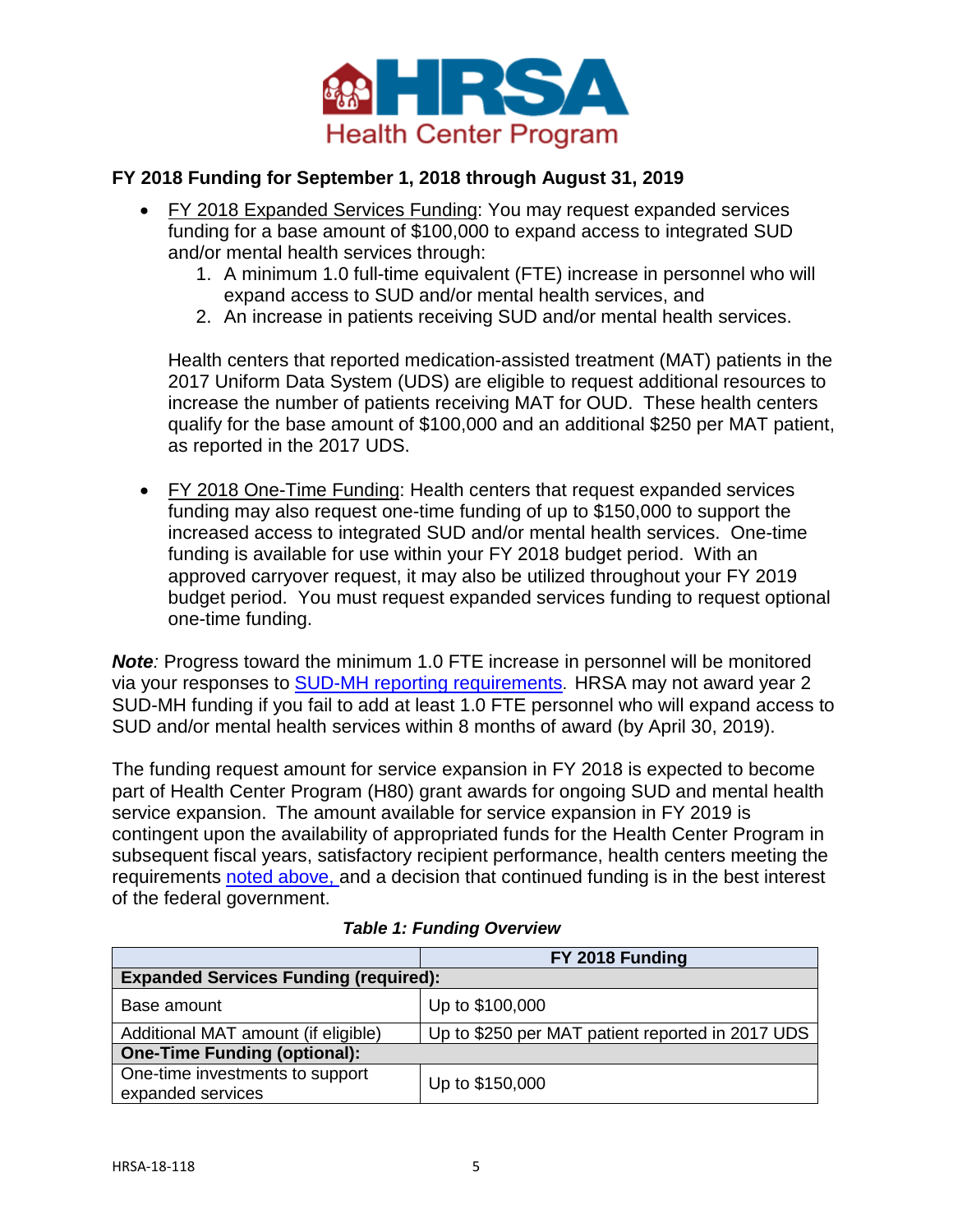### FY 2018 Funding for September 1, 2018 through August 31, 2019

- FY 2018 Expanded Services Funding: You may request expanded services funding for a base amount of $100,000 to expand access to integrated SUD and/or mental health services through:
  1. A minimum 1.0 full-time equivalent (FTE) increase in personnel who will expand access to SUD and/or mental health services, and
  2. An increase in patients receiving SUD and/or mental health services.

  Health centers that reported medication-assisted treatment (MAT) patients in the 2017 Uniform Data System (UDS) are eligible to request additional resources to increase the number of patients receiving MAT for OUD. These health centers qualify for the base amount of $100,000 and an additional $250 per MAT patient, as reported in the 2017 UDS.

- FY 2018 One-Time Funding: Health centers that request expanded services funding may also request one-time funding of up to $150,000 to support the increased access to integrated SUD and/or mental health services. One-time funding is available for use within your FY 2018 budget period. With an approved carryover request, it may also be utilized throughout your FY 2019 budget period. You must request expanded services funding to request optional one-time funding.

***Note**:* Progress toward the minimum 1.0 FTE increase in personnel will be monitored via your responses to SUD-MH reporting requirements. HRSA may not award year 2 SUD-MH funding if you fail to add at least 1.0 FTE personnel who will expand access to SUD and/or mental health services within 8 months of award (by April 30, 2019).

The funding request amount for service expansion in FY 2018 is expected to become part of Health Center Program (H80) grant awards for ongoing SUD and mental health service expansion. The amount available for service expansion in FY 2019 is contingent upon the availability of appropriated funds for the Health Center Program in subsequent fiscal years, satisfactory recipient performance, health centers meeting the requirements noted above, and a decision that continued funding is in the best interest of the federal government.

***Table 1: Funding Overview***

| | FY 2018 Funding |
|---|---|
| **Expanded Services Funding (required):** | |
| Base amount | Up to $100,000 |
| Additional MAT amount (if eligible) | Up to $250 per MAT patient reported in 2017 UDS |
| **One-Time Funding (optional):** | |
| One-time investments to support expanded services | Up to $150,000 |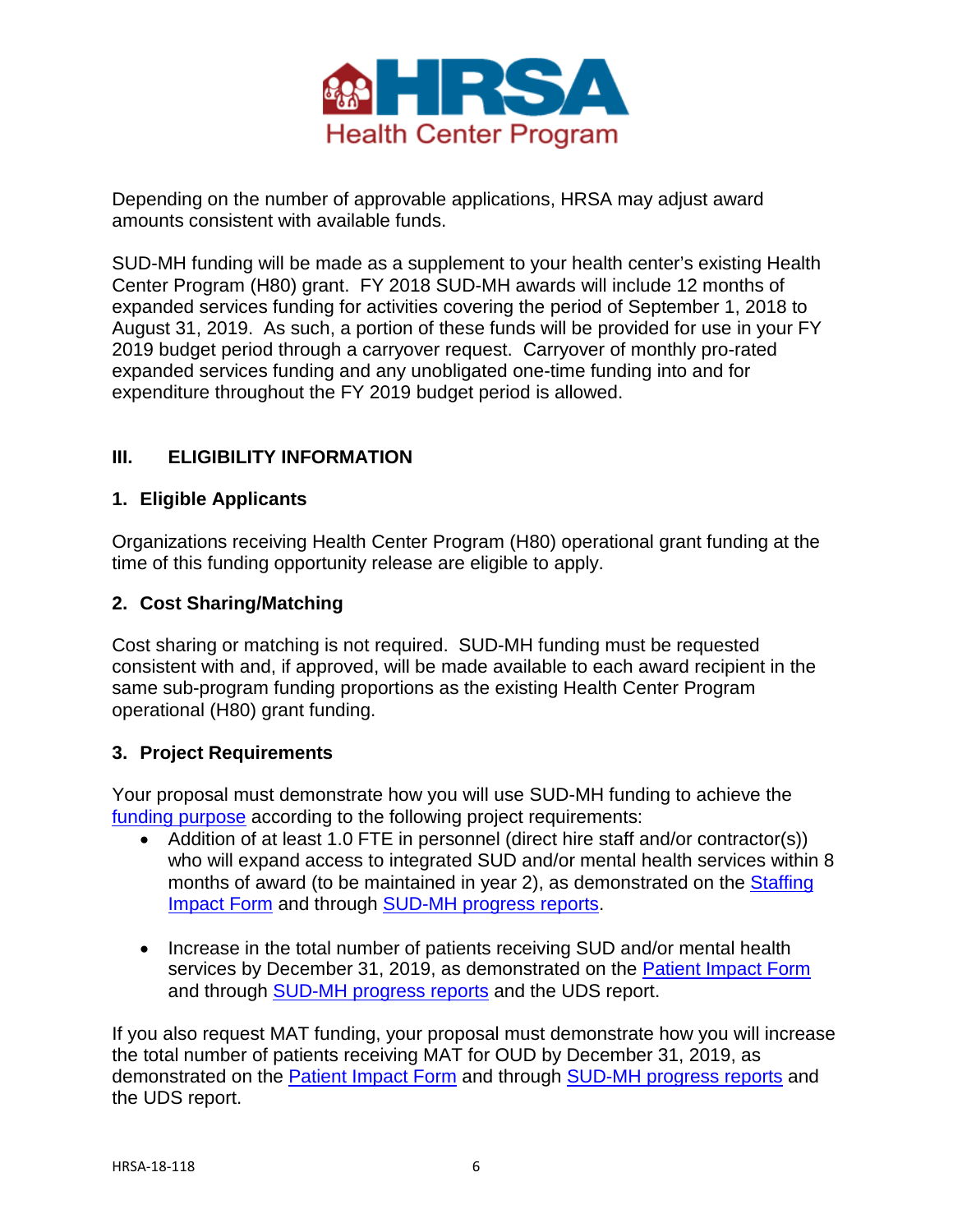Depending on the number of approvable applications, HRSA may adjust award amounts consistent with available funds.

SUD-MH funding will be made as a supplement to your health center's existing Health Center Program (H80) grant. FY 2018 SUD-MH awards will include 12 months of expanded services funding for activities covering the period of September 1, 2018 to August 31, 2019. As such, a portion of these funds will be provided for use in your FY 2019 budget period through a carryover request. Carryover of monthly pro-rated expanded services funding and any unobligated one-time funding into and for expenditure throughout the FY 2019 budget period is allowed.

## III. ELIGIBILITY INFORMATION

### 1. Eligible Applicants

Organizations receiving Health Center Program (H80) operational grant funding at the time of this funding opportunity release are eligible to apply.

### 2. Cost Sharing/Matching

Cost sharing or matching is not required. SUD-MH funding must be requested consistent with and, if approved, will be made available to each award recipient in the same sub-program funding proportions as the existing Health Center Program operational (H80) grant funding.

### 3. Project Requirements

Your proposal must demonstrate how you will use SUD-MH funding to achieve the funding purpose according to the following project requirements:

- Addition of at least 1.0 FTE in personnel (direct hire staff and/or contractor(s)) who will expand access to integrated SUD and/or mental health services within 8 months of award (to be maintained in year 2), as demonstrated on the Staffing Impact Form and through SUD-MH progress reports.

- Increase in the total number of patients receiving SUD and/or mental health services by December 31, 2019, as demonstrated on the Patient Impact Form and through SUD-MH progress reports and the UDS report.

If you also request MAT funding, your proposal must demonstrate how you will increase the total number of patients receiving MAT for OUD by December 31, 2019, as demonstrated on the Patient Impact Form and through SUD-MH progress reports and the UDS report.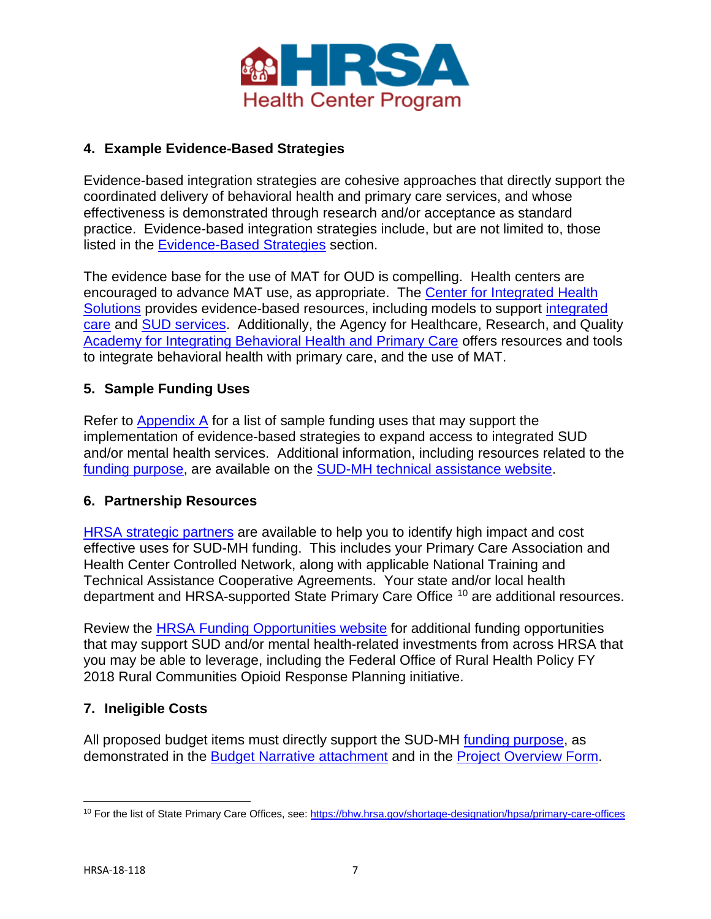## 4. Example Evidence-Based Strategies

Evidence-based integration strategies are cohesive approaches that directly support the coordinated delivery of behavioral health and primary care services, and whose effectiveness is demonstrated through research and/or acceptance as standard practice. Evidence-based integration strategies include, but are not limited to, those listed in the Evidence-Based Strategies section.

The evidence base for the use of MAT for OUD is compelling. Health centers are encouraged to advance MAT use, as appropriate. The Center for Integrated Health Solutions provides evidence-based resources, including models to support integrated care and SUD services. Additionally, the Agency for Healthcare, Research, and Quality Academy for Integrating Behavioral Health and Primary Care offers resources and tools to integrate behavioral health with primary care, and the use of MAT.

## 5. Sample Funding Uses

Refer to Appendix A for a list of sample funding uses that may support the implementation of evidence-based strategies to expand access to integrated SUD and/or mental health services. Additional information, including resources related to the funding purpose, are available on the SUD-MH technical assistance website.

## 6. Partnership Resources

HRSA strategic partners are available to help you to identify high impact and cost effective uses for SUD-MH funding. This includes your Primary Care Association and Health Center Controlled Network, along with applicable National Training and Technical Assistance Cooperative Agreements. Your state and/or local health department and HRSA-supported State Primary Care Office [10] are additional resources.

Review the HRSA Funding Opportunities website for additional funding opportunities that may support SUD and/or mental health-related investments from across HRSA that you may be able to leverage, including the Federal Office of Rural Health Policy FY 2018 Rural Communities Opioid Response Planning initiative.

## 7. Ineligible Costs

All proposed budget items must directly support the SUD-MH funding purpose, as demonstrated in the Budget Narrative attachment and in the Project Overview Form.

---

[10] For the list of State Primary Care Offices, see: https://bhw.hrsa.gov/shortage-designation/hpsa/primary-care-offices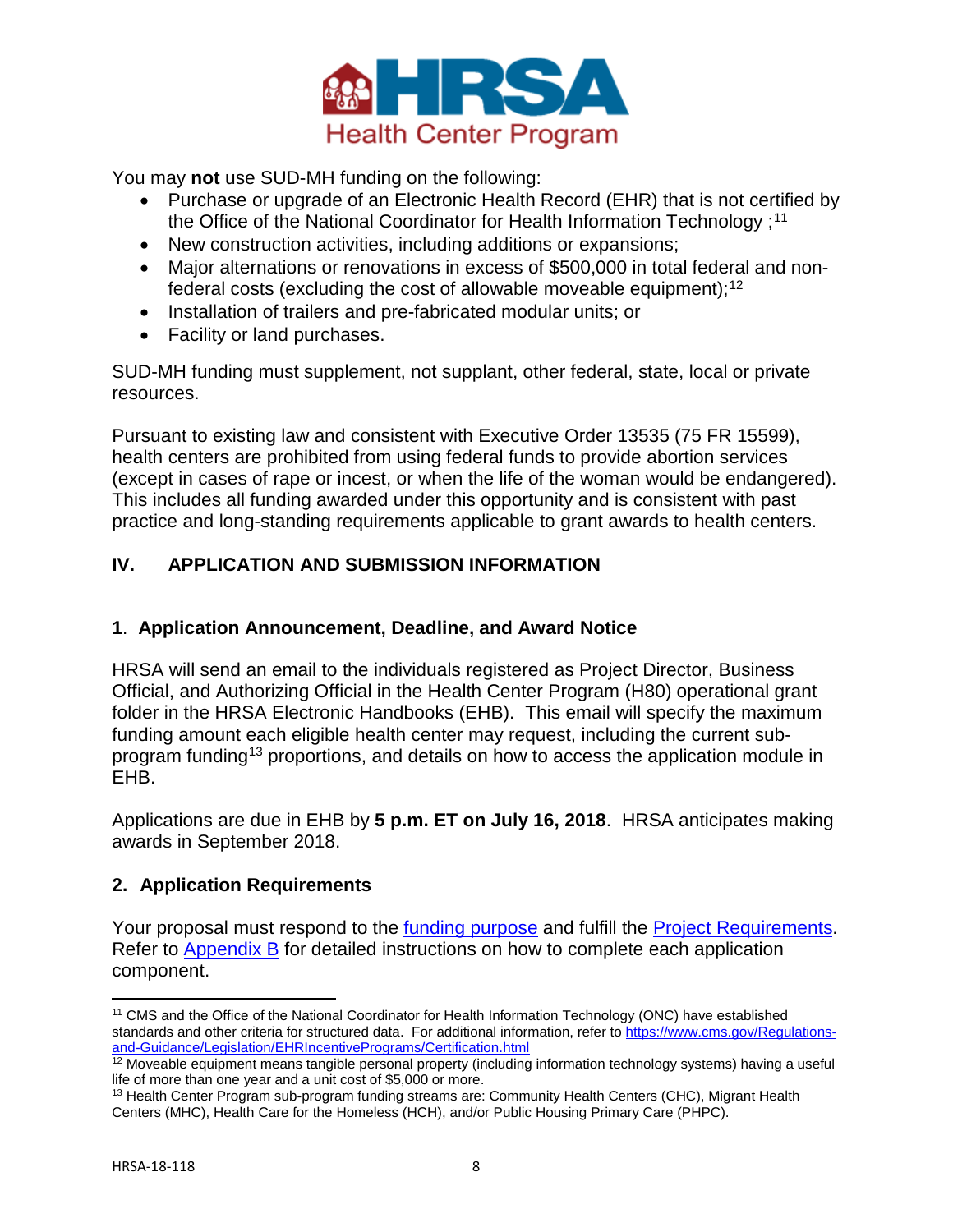You may **not** use SUD-MH funding on the following:

- Purchase or upgrade of an Electronic Health Record (EHR) that is not certified by the Office of the National Coordinator for Health Information Technology ;[11]
- New construction activities, including additions or expansions;
- Major alternations or renovations in excess of $500,000 in total federal and non-federal costs (excluding the cost of allowable moveable equipment);[12]
- Installation of trailers and pre-fabricated modular units; or
- Facility or land purchases.

SUD-MH funding must supplement, not supplant, other federal, state, local or private resources.

Pursuant to existing law and consistent with Executive Order 13535 (75 FR 15599), health centers are prohibited from using federal funds to provide abortion services (except in cases of rape or incest, or when the life of the woman would be endangered). This includes all funding awarded under this opportunity and is consistent with past practice and long-standing requirements applicable to grant awards to health centers.

## IV. APPLICATION AND SUBMISSION INFORMATION

### 1. Application Announcement, Deadline, and Award Notice

HRSA will send an email to the individuals registered as Project Director, Business Official, and Authorizing Official in the Health Center Program (H80) operational grant folder in the HRSA Electronic Handbooks (EHB). This email will specify the maximum funding amount each eligible health center may request, including the current sub-program funding[13] proportions, and details on how to access the application module in EHB.

Applications are due in EHB by **5 p.m. ET on July 16, 2018**. HRSA anticipates making awards in September 2018.

### 2. Application Requirements

Your proposal must respond to the funding purpose and fulfill the Project Requirements. Refer to Appendix B for detailed instructions on how to complete each application component.

---

[11] CMS and the Office of the National Coordinator for Health Information Technology (ONC) have established standards and other criteria for structured data. For additional information, refer to https://www.cms.gov/Regulations-and-Guidance/Legislation/EHRIncentivePrograms/Certification.html

[12] Moveable equipment means tangible personal property (including information technology systems) having a useful life of more than one year and a unit cost of $5,000 or more.

[13] Health Center Program sub-program funding streams are: Community Health Centers (CHC), Migrant Health Centers (MHC), Health Care for the Homeless (HCH), and/or Public Housing Primary Care (PHPC).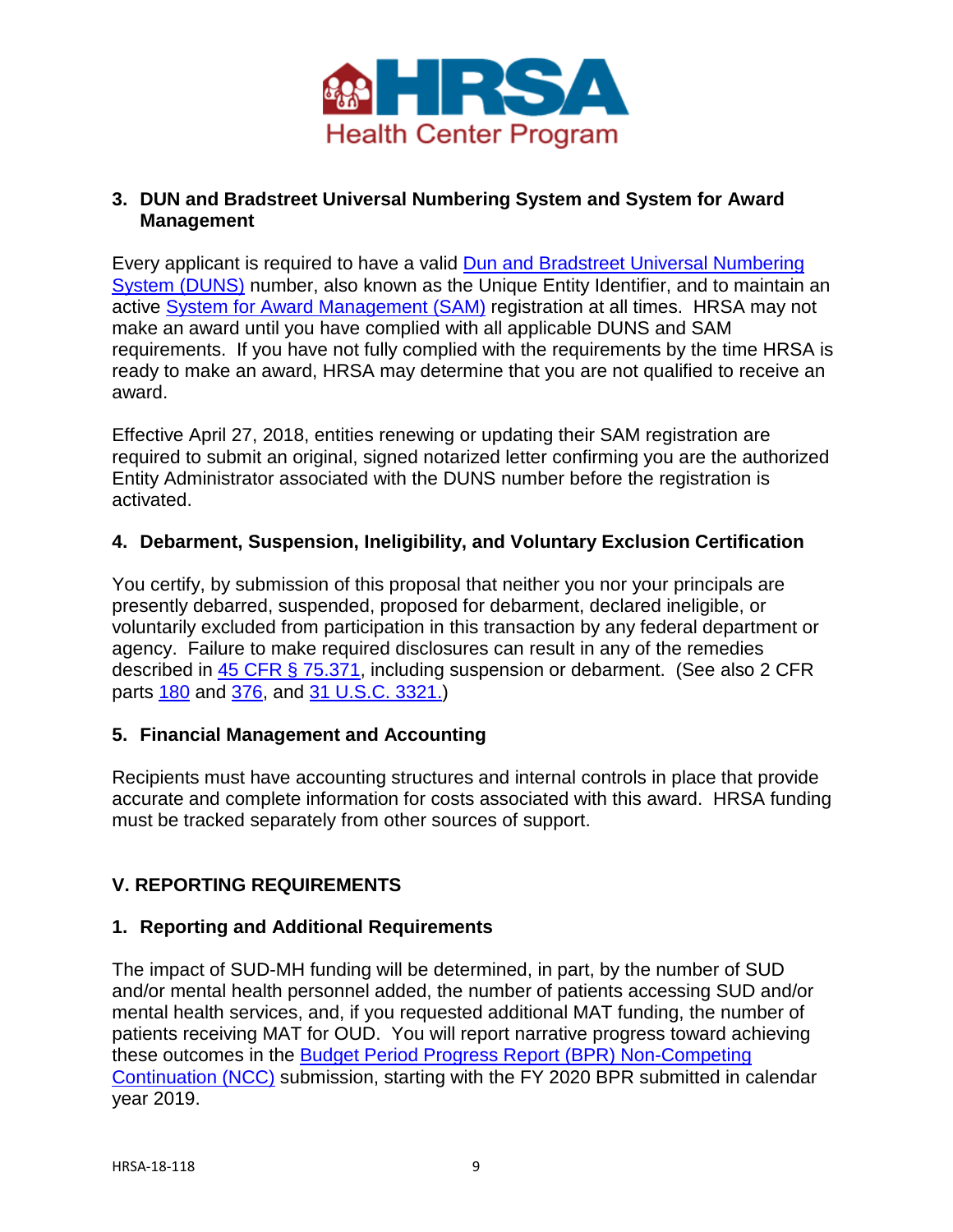### 3. DUN and Bradstreet Universal Numbering System and System for Award Management

Every applicant is required to have a valid Dun and Bradstreet Universal Numbering System (DUNS) number, also known as the Unique Entity Identifier, and to maintain an active System for Award Management (SAM) registration at all times. HRSA may not make an award until you have complied with all applicable DUNS and SAM requirements. If you have not fully complied with the requirements by the time HRSA is ready to make an award, HRSA may determine that you are not qualified to receive an award.

Effective April 27, 2018, entities renewing or updating their SAM registration are required to submit an original, signed notarized letter confirming you are the authorized Entity Administrator associated with the DUNS number before the registration is activated.

### 4. Debarment, Suspension, Ineligibility, and Voluntary Exclusion Certification

You certify, by submission of this proposal that neither you nor your principals are presently debarred, suspended, proposed for debarment, declared ineligible, or voluntarily excluded from participation in this transaction by any federal department or agency. Failure to make required disclosures can result in any of the remedies described in 45 CFR § 75.371, including suspension or debarment. (See also 2 CFR parts 180 and 376, and 31 U.S.C. 3321.)

### 5. Financial Management and Accounting

Recipients must have accounting structures and internal controls in place that provide accurate and complete information for costs associated with this award. HRSA funding must be tracked separately from other sources of support.

## V. REPORTING REQUIREMENTS

### 1. Reporting and Additional Requirements

The impact of SUD-MH funding will be determined, in part, by the number of SUD and/or mental health personnel added, the number of patients accessing SUD and/or mental health services, and, if you requested additional MAT funding, the number of patients receiving MAT for OUD. You will report narrative progress toward achieving these outcomes in the Budget Period Progress Report (BPR) Non-Competing Continuation (NCC) submission, starting with the FY 2020 BPR submitted in calendar year 2019.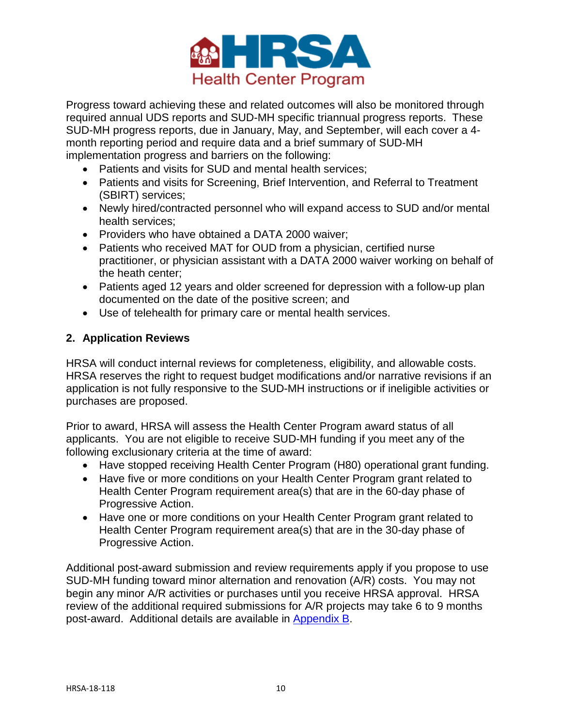Progress toward achieving these and related outcomes will also be monitored through required annual UDS reports and SUD-MH specific triannual progress reports. These SUD-MH progress reports, due in January, May, and September, will each cover a 4-month reporting period and require data and a brief summary of SUD-MH implementation progress and barriers on the following:

- Patients and visits for SUD and mental health services;
- Patients and visits for Screening, Brief Intervention, and Referral to Treatment (SBIRT) services;
- Newly hired/contracted personnel who will expand access to SUD and/or mental health services;
- Providers who have obtained a DATA 2000 waiver;
- Patients who received MAT for OUD from a physician, certified nurse practitioner, or physician assistant with a DATA 2000 waiver working on behalf of the heath center;
- Patients aged 12 years and older screened for depression with a follow-up plan documented on the date of the positive screen; and
- Use of telehealth for primary care or mental health services.

## 2. Application Reviews

HRSA will conduct internal reviews for completeness, eligibility, and allowable costs. HRSA reserves the right to request budget modifications and/or narrative revisions if an application is not fully responsive to the SUD-MH instructions or if ineligible activities or purchases are proposed.

Prior to award, HRSA will assess the Health Center Program award status of all applicants. You are not eligible to receive SUD-MH funding if you meet any of the following exclusionary criteria at the time of award:

- Have stopped receiving Health Center Program (H80) operational grant funding.
- Have five or more conditions on your Health Center Program grant related to Health Center Program requirement area(s) that are in the 60-day phase of Progressive Action.
- Have one or more conditions on your Health Center Program grant related to Health Center Program requirement area(s) that are in the 30-day phase of Progressive Action.

Additional post-award submission and review requirements apply if you propose to use SUD-MH funding toward minor alternation and renovation (A/R) costs. You may not begin any minor A/R activities or purchases until you receive HRSA approval. HRSA review of the additional required submissions for A/R projects may take 6 to 9 months post-award. Additional details are available in Appendix B.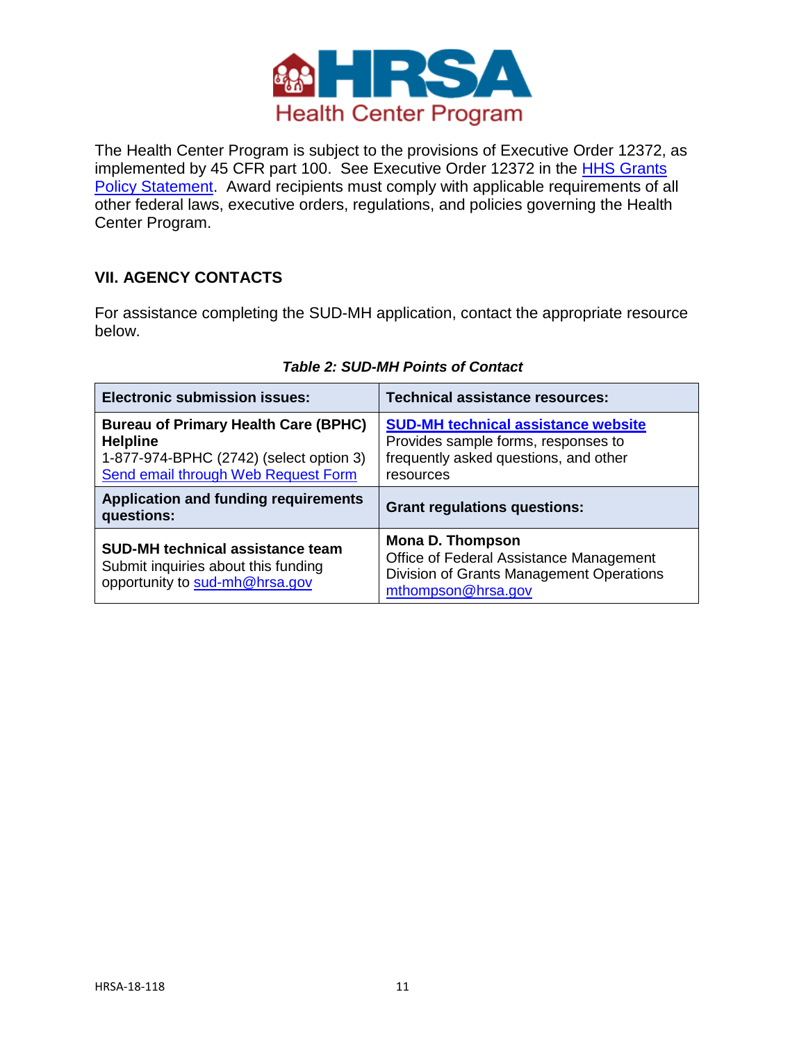The Health Center Program is subject to the provisions of Executive Order 12372, as implemented by 45 CFR part 100. See Executive Order 12372 in the HHS Grants Policy Statement. Award recipients must comply with applicable requirements of all other federal laws, executive orders, regulations, and policies governing the Health Center Program.

## VII. AGENCY CONTACTS

For assistance completing the SUD-MH application, contact the appropriate resource below.

*Table 2: SUD-MH Points of Contact*

| Electronic submission issues: | Technical assistance resources: |
|---|---|
| **Bureau of Primary Health Care (BPHC) Helpline**<br>1-877-974-BPHC (2742) (select option 3)<br>Send email through Web Request Form | **SUD-MH technical assistance website**<br>Provides sample forms, responses to frequently asked questions, and other resources |
| **Application and funding requirements questions:** | **Grant regulations questions:** |
| **SUD-MH technical assistance team**<br>Submit inquiries about this funding opportunity to sud-mh@hrsa.gov | **Mona D. Thompson**<br>Office of Federal Assistance Management<br>Division of Grants Management Operations<br>mthompson@hrsa.gov |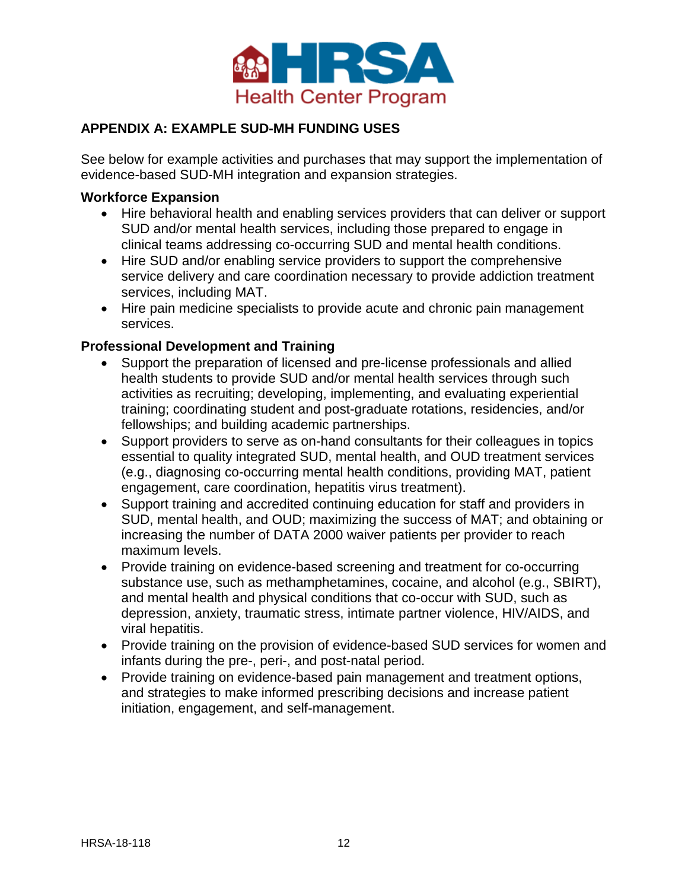## APPENDIX A: EXAMPLE SUD-MH FUNDING USES

See below for example activities and purchases that may support the implementation of evidence-based SUD-MH integration and expansion strategies.

**Workforce Expansion**

- Hire behavioral health and enabling services providers that can deliver or support SUD and/or mental health services, including those prepared to engage in clinical teams addressing co-occurring SUD and mental health conditions.
- Hire SUD and/or enabling service providers to support the comprehensive service delivery and care coordination necessary to provide addiction treatment services, including MAT.
- Hire pain medicine specialists to provide acute and chronic pain management services.

**Professional Development and Training**

- Support the preparation of licensed and pre-license professionals and allied health students to provide SUD and/or mental health services through such activities as recruiting; developing, implementing, and evaluating experiential training; coordinating student and post-graduate rotations, residencies, and/or fellowships; and building academic partnerships.
- Support providers to serve as on-hand consultants for their colleagues in topics essential to quality integrated SUD, mental health, and OUD treatment services (e.g., diagnosing co-occurring mental health conditions, providing MAT, patient engagement, care coordination, hepatitis virus treatment).
- Support training and accredited continuing education for staff and providers in SUD, mental health, and OUD; maximizing the success of MAT; and obtaining or increasing the number of DATA 2000 waiver patients per provider to reach maximum levels.
- Provide training on evidence-based screening and treatment for co-occurring substance use, such as methamphetamines, cocaine, and alcohol (e.g., SBIRT), and mental health and physical conditions that co-occur with SUD, such as depression, anxiety, traumatic stress, intimate partner violence, HIV/AIDS, and viral hepatitis.
- Provide training on the provision of evidence-based SUD services for women and infants during the pre-, peri-, and post-natal period.
- Provide training on evidence-based pain management and treatment options, and strategies to make informed prescribing decisions and increase patient initiation, engagement, and self-management.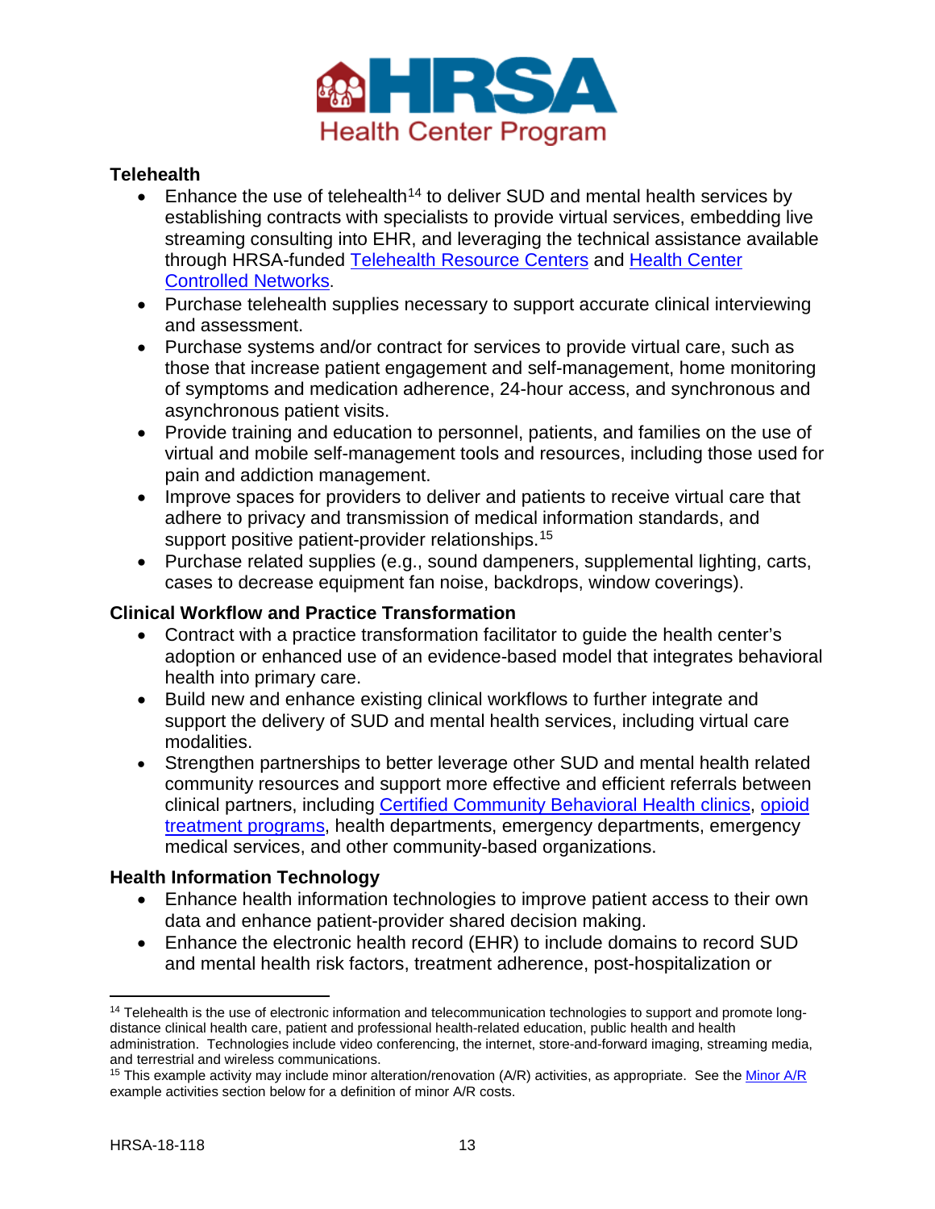**Telehealth**

- Enhance the use of telehealth[14] to deliver SUD and mental health services by establishing contracts with specialists to provide virtual services, embedding live streaming consulting into EHR, and leveraging the technical assistance available through HRSA-funded Telehealth Resource Centers and Health Center Controlled Networks.
- Purchase telehealth supplies necessary to support accurate clinical interviewing and assessment.
- Purchase systems and/or contract for services to provide virtual care, such as those that increase patient engagement and self-management, home monitoring of symptoms and medication adherence, 24-hour access, and synchronous and asynchronous patient visits.
- Provide training and education to personnel, patients, and families on the use of virtual and mobile self-management tools and resources, including those used for pain and addiction management.
- Improve spaces for providers to deliver and patients to receive virtual care that adhere to privacy and transmission of medical information standards, and support positive patient-provider relationships.[15]
- Purchase related supplies (e.g., sound dampeners, supplemental lighting, carts, cases to decrease equipment fan noise, backdrops, window coverings).

**Clinical Workflow and Practice Transformation**

- Contract with a practice transformation facilitator to guide the health center's adoption or enhanced use of an evidence-based model that integrates behavioral health into primary care.
- Build new and enhance existing clinical workflows to further integrate and support the delivery of SUD and mental health services, including virtual care modalities.
- Strengthen partnerships to better leverage other SUD and mental health related community resources and support more effective and efficient referrals between clinical partners, including Certified Community Behavioral Health clinics, opioid treatment programs, health departments, emergency departments, emergency medical services, and other community-based organizations.

**Health Information Technology**

- Enhance health information technologies to improve patient access to their own data and enhance patient-provider shared decision making.
- Enhance the electronic health record (EHR) to include domains to record SUD and mental health risk factors, treatment adherence, post-hospitalization or

---

[14] Telehealth is the use of electronic information and telecommunication technologies to support and promote long-distance clinical health care, patient and professional health-related education, public health and health administration. Technologies include video conferencing, the internet, store-and-forward imaging, streaming media, and terrestrial and wireless communications.

[15] This example activity may include minor alteration/renovation (A/R) activities, as appropriate. See the Minor A/R example activities section below for a definition of minor A/R costs.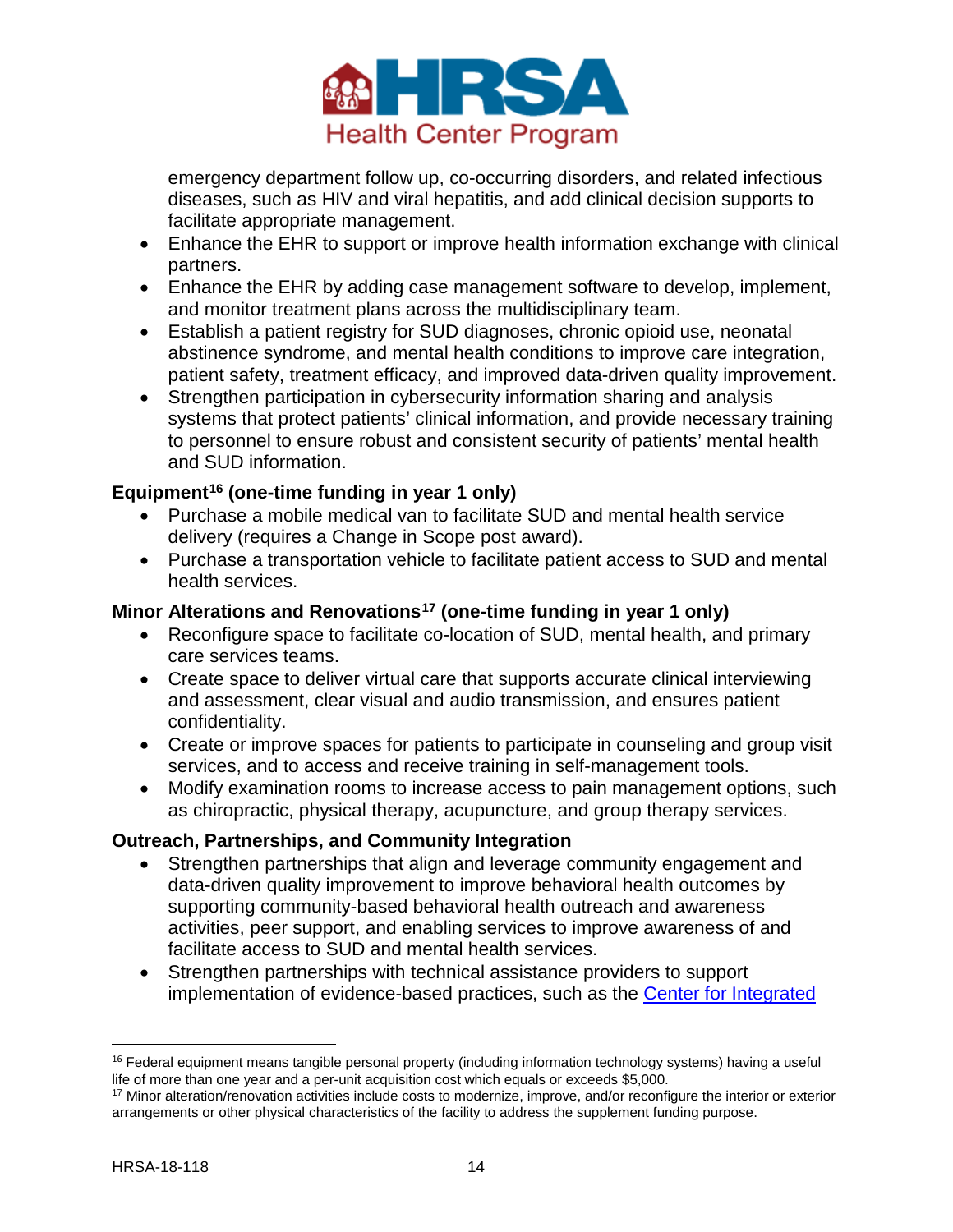emergency department follow up, co-occurring disorders, and related infectious diseases, such as HIV and viral hepatitis, and add clinical decision supports to facilitate appropriate management.

- Enhance the EHR to support or improve health information exchange with clinical partners.
- Enhance the EHR by adding case management software to develop, implement, and monitor treatment plans across the multidisciplinary team.
- Establish a patient registry for SUD diagnoses, chronic opioid use, neonatal abstinence syndrome, and mental health conditions to improve care integration, patient safety, treatment efficacy, and improved data-driven quality improvement.
- Strengthen participation in cybersecurity information sharing and analysis systems that protect patients' clinical information, and provide necessary training to personnel to ensure robust and consistent security of patients' mental health and SUD information.

**Equipment[16] (one-time funding in year 1 only)**

- Purchase a mobile medical van to facilitate SUD and mental health service delivery (requires a Change in Scope post award).
- Purchase a transportation vehicle to facilitate patient access to SUD and mental health services.

**Minor Alterations and Renovations[17] (one-time funding in year 1 only)**

- Reconfigure space to facilitate co-location of SUD, mental health, and primary care services teams.
- Create space to deliver virtual care that supports accurate clinical interviewing and assessment, clear visual and audio transmission, and ensures patient confidentiality.
- Create or improve spaces for patients to participate in counseling and group visit services, and to access and receive training in self-management tools.
- Modify examination rooms to increase access to pain management options, such as chiropractic, physical therapy, acupuncture, and group therapy services.

**Outreach, Partnerships, and Community Integration**

- Strengthen partnerships that align and leverage community engagement and data-driven quality improvement to improve behavioral health outcomes by supporting community-based behavioral health outreach and awareness activities, peer support, and enabling services to improve awareness of and facilitate access to SUD and mental health services.
- Strengthen partnerships with technical assistance providers to support implementation of evidence-based practices, such as the Center for Integrated

---

[16] Federal equipment means tangible personal property (including information technology systems) having a useful life of more than one year and a per-unit acquisition cost which equals or exceeds $5,000.

[17] Minor alteration/renovation activities include costs to modernize, improve, and/or reconfigure the interior or exterior arrangements or other physical characteristics of the facility to address the supplement funding purpose.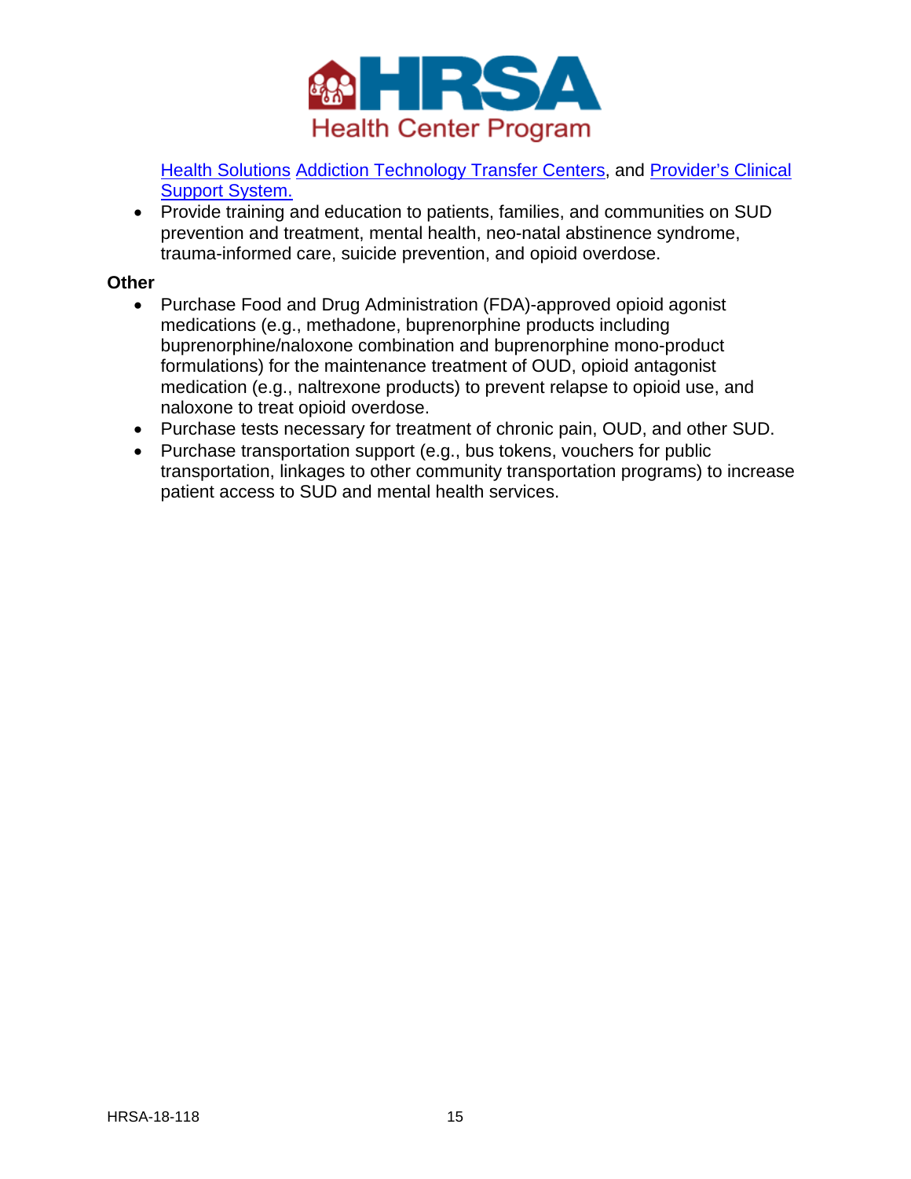Health Solutions Addiction Technology Transfer Centers, and Provider's Clinical Support System.
- Provide training and education to patients, families, and communities on SUD prevention and treatment, mental health, neo-natal abstinence syndrome, trauma-informed care, suicide prevention, and opioid overdose.

**Other**

- Purchase Food and Drug Administration (FDA)-approved opioid agonist medications (e.g., methadone, buprenorphine products including buprenorphine/naloxone combination and buprenorphine mono-product formulations) for the maintenance treatment of OUD, opioid antagonist medication (e.g., naltrexone products) to prevent relapse to opioid use, and naloxone to treat opioid overdose.
- Purchase tests necessary for treatment of chronic pain, OUD, and other SUD.
- Purchase transportation support (e.g., bus tokens, vouchers for public transportation, linkages to other community transportation programs) to increase patient access to SUD and mental health services.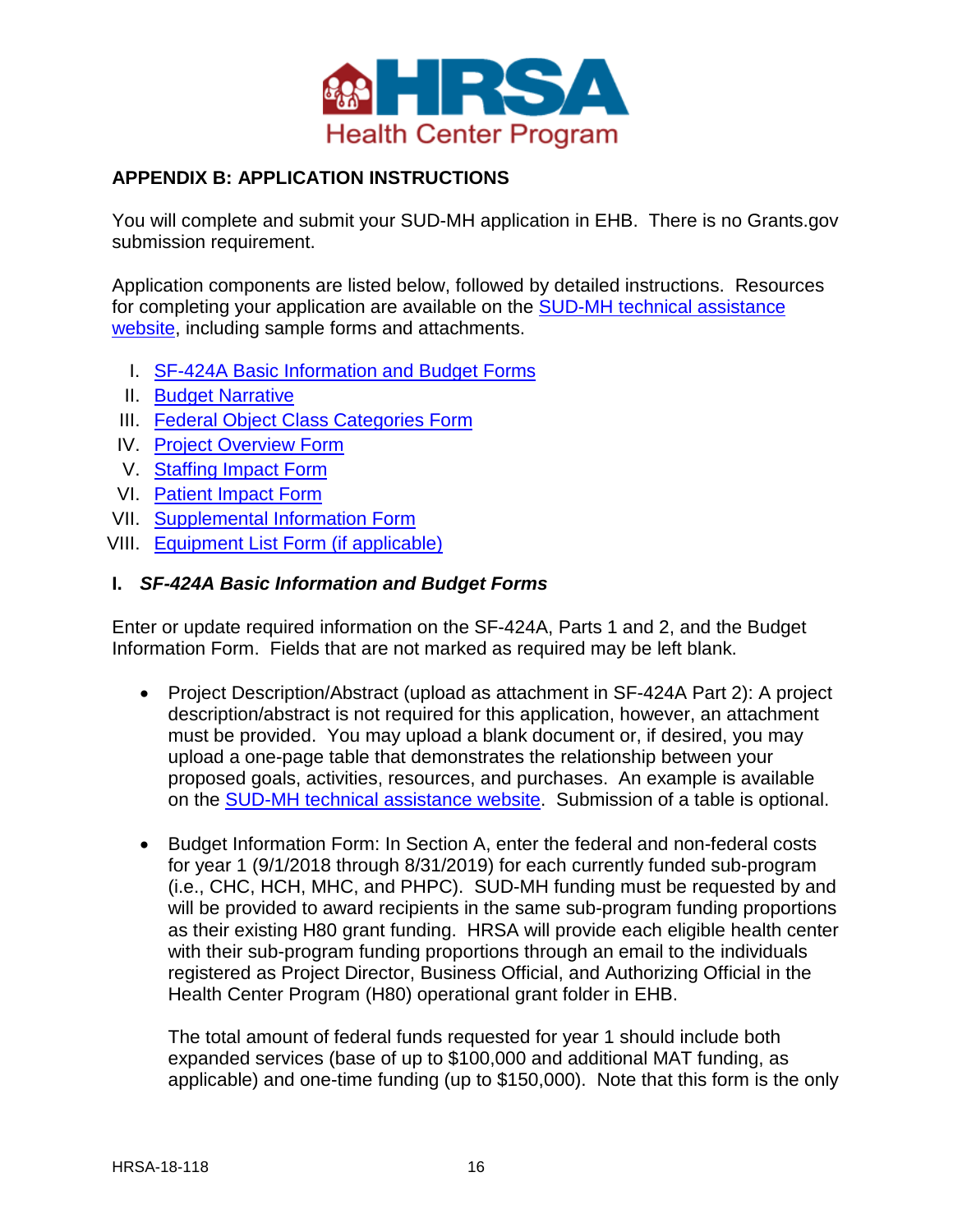## APPENDIX B: APPLICATION INSTRUCTIONS

You will complete and submit your SUD-MH application in EHB. There is no Grants.gov submission requirement.

Application components are listed below, followed by detailed instructions. Resources for completing your application are available on the SUD-MH technical assistance website, including sample forms and attachments.

I. SF-424A Basic Information and Budget Forms
II. Budget Narrative
III. Federal Object Class Categories Form
IV. Project Overview Form
V. Staffing Impact Form
VI. Patient Impact Form
VII. Supplemental Information Form
VIII. Equipment List Form (if applicable)

### I. *SF-424A Basic Information and Budget Forms*

Enter or update required information on the SF-424A, Parts 1 and 2, and the Budget Information Form. Fields that are not marked as required may be left blank.

- Project Description/Abstract (upload as attachment in SF-424A Part 2): A project description/abstract is not required for this application, however, an attachment must be provided. You may upload a blank document or, if desired, you may upload a one-page table that demonstrates the relationship between your proposed goals, activities, resources, and purchases. An example is available on the SUD-MH technical assistance website. Submission of a table is optional.

- Budget Information Form: In Section A, enter the federal and non-federal costs for year 1 (9/1/2018 through 8/31/2019) for each currently funded sub-program (i.e., CHC, HCH, MHC, and PHPC). SUD-MH funding must be requested by and will be provided to award recipients in the same sub-program funding proportions as their existing H80 grant funding. HRSA will provide each eligible health center with their sub-program funding proportions through an email to the individuals registered as Project Director, Business Official, and Authorizing Official in the Health Center Program (H80) operational grant folder in EHB.

  The total amount of federal funds requested for year 1 should include both expanded services (base of up to $100,000 and additional MAT funding, as applicable) and one-time funding (up to $150,000). Note that this form is the only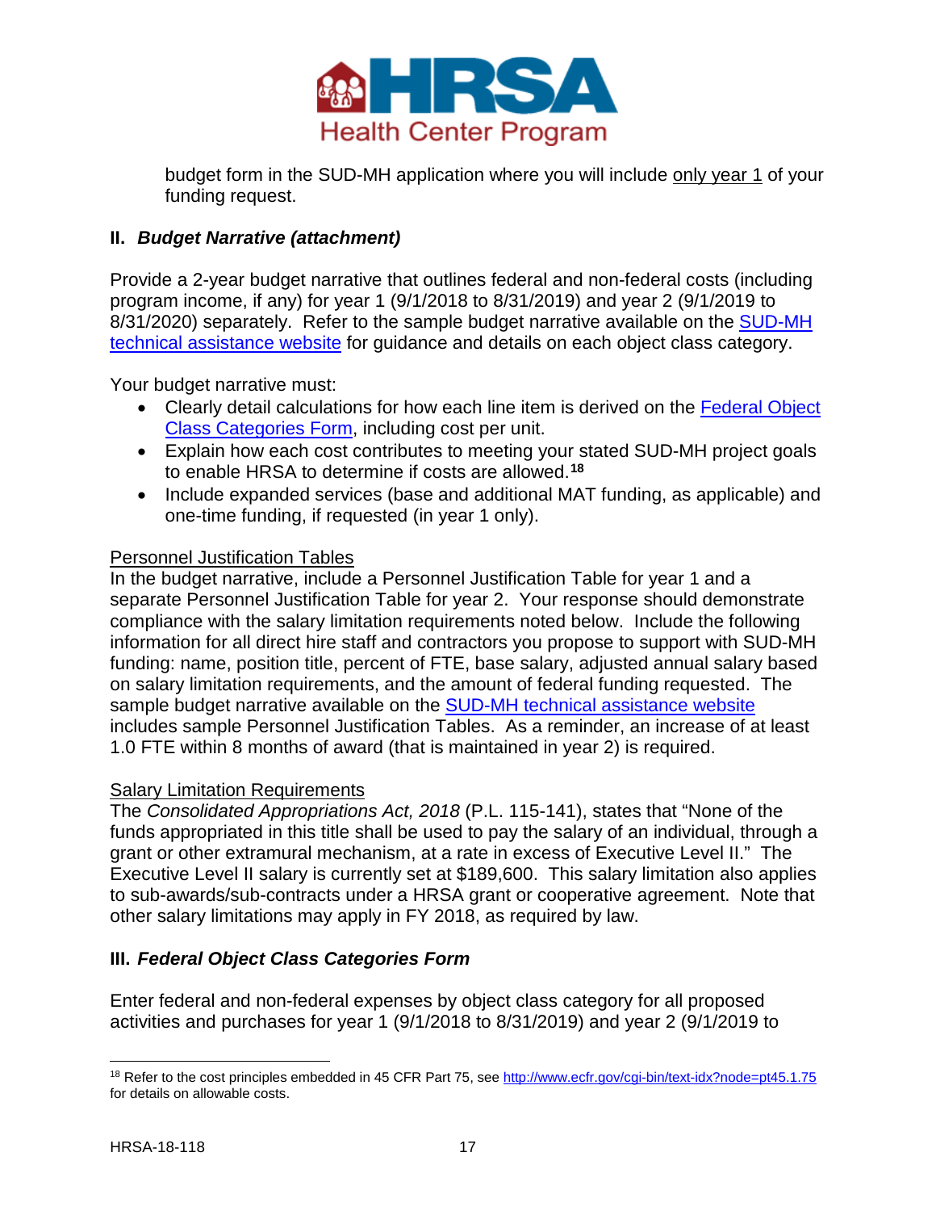budget form in the SUD-MH application where you will include only year 1 of your funding request.

## II. *Budget Narrative (attachment)*

Provide a 2-year budget narrative that outlines federal and non-federal costs (including program income, if any) for year 1 (9/1/2018 to 8/31/2019) and year 2 (9/1/2019 to 8/31/2020) separately. Refer to the sample budget narrative available on the SUD-MH technical assistance website for guidance and details on each object class category.

Your budget narrative must:

- Clearly detail calculations for how each line item is derived on the Federal Object Class Categories Form, including cost per unit.
- Explain how each cost contributes to meeting your stated SUD-MH project goals to enable HRSA to determine if costs are allowed.[18]
- Include expanded services (base and additional MAT funding, as applicable) and one-time funding, if requested (in year 1 only).

Personnel Justification Tables

In the budget narrative, include a Personnel Justification Table for year 1 and a separate Personnel Justification Table for year 2. Your response should demonstrate compliance with the salary limitation requirements noted below. Include the following information for all direct hire staff and contractors you propose to support with SUD-MH funding: name, position title, percent of FTE, base salary, adjusted annual salary based on salary limitation requirements, and the amount of federal funding requested. The sample budget narrative available on the SUD-MH technical assistance website includes sample Personnel Justification Tables. As a reminder, an increase of at least 1.0 FTE within 8 months of award (that is maintained in year 2) is required.

Salary Limitation Requirements

The *Consolidated Appropriations Act, 2018* (P.L. 115-141), states that "None of the funds appropriated in this title shall be used to pay the salary of an individual, through a grant or other extramural mechanism, at a rate in excess of Executive Level II." The Executive Level II salary is currently set at $189,600. This salary limitation also applies to sub-awards/sub-contracts under a HRSA grant or cooperative agreement. Note that other salary limitations may apply in FY 2018, as required by law.

## III. *Federal Object Class Categories Form*

Enter federal and non-federal expenses by object class category for all proposed activities and purchases for year 1 (9/1/2018 to 8/31/2019) and year 2 (9/1/2019 to

---

[18] Refer to the cost principles embedded in 45 CFR Part 75, see http://www.ecfr.gov/cgi-bin/text-idx?node=pt45.1.75 for details on allowable costs.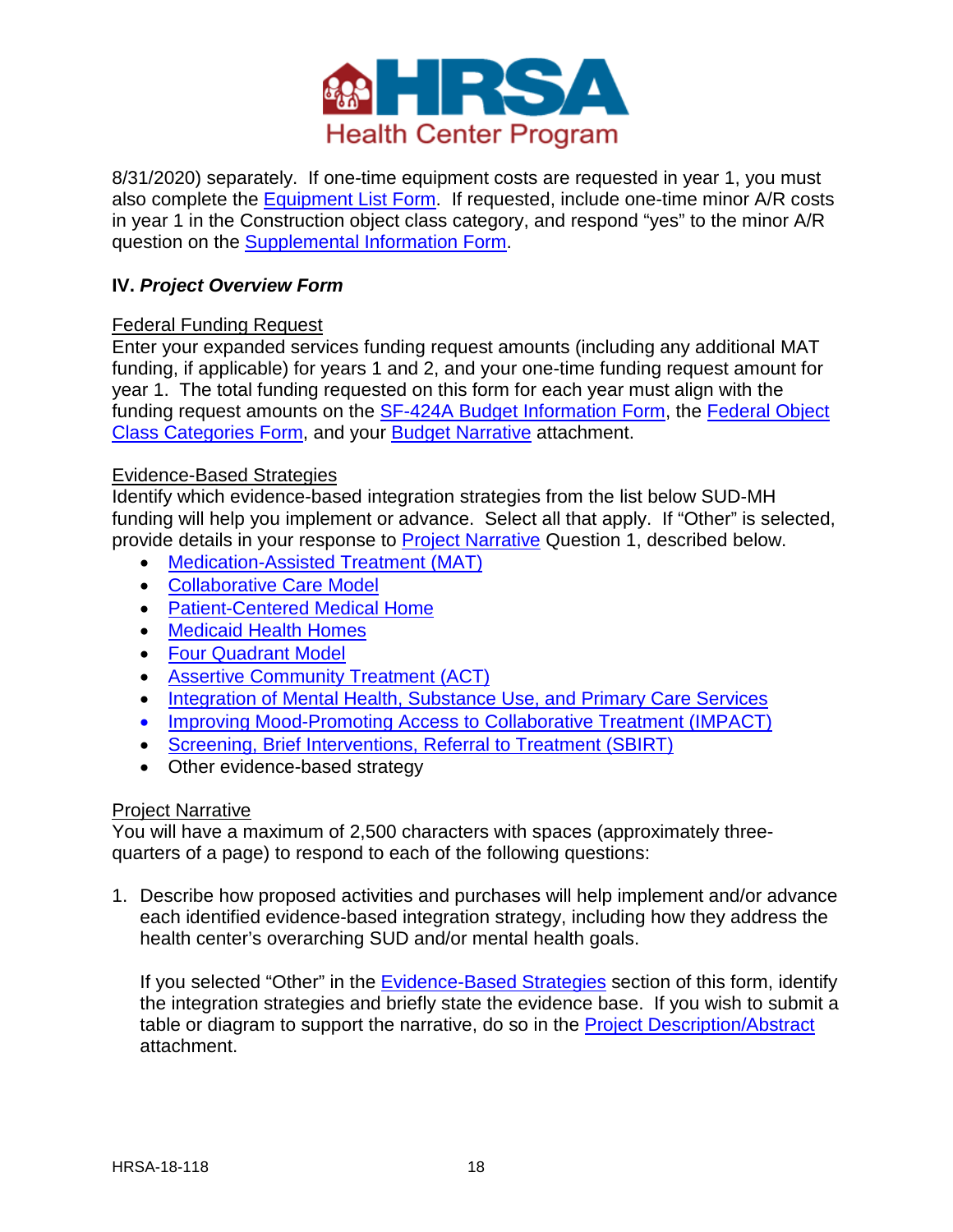8/31/2020) separately. If one-time equipment costs are requested in year 1, you must also complete the Equipment List Form. If requested, include one-time minor A/R costs in year 1 in the Construction object class category, and respond "yes" to the minor A/R question on the Supplemental Information Form.

### IV. *Project Overview Form*

Federal Funding Request

Enter your expanded services funding request amounts (including any additional MAT funding, if applicable) for years 1 and 2, and your one-time funding request amount for year 1. The total funding requested on this form for each year must align with the funding request amounts on the SF-424A Budget Information Form, the Federal Object Class Categories Form, and your Budget Narrative attachment.

Evidence-Based Strategies

Identify which evidence-based integration strategies from the list below SUD-MH funding will help you implement or advance. Select all that apply. If "Other" is selected, provide details in your response to Project Narrative Question 1, described below.

- Medication-Assisted Treatment (MAT)
- Collaborative Care Model
- Patient-Centered Medical Home
- Medicaid Health Homes
- Four Quadrant Model
- Assertive Community Treatment (ACT)
- Integration of Mental Health, Substance Use, and Primary Care Services
- Improving Mood-Promoting Access to Collaborative Treatment (IMPACT)
- Screening, Brief Interventions, Referral to Treatment (SBIRT)
- Other evidence-based strategy

Project Narrative

You will have a maximum of 2,500 characters with spaces (approximately three-quarters of a page) to respond to each of the following questions:

1. Describe how proposed activities and purchases will help implement and/or advance each identified evidence-based integration strategy, including how they address the health center's overarching SUD and/or mental health goals.

   If you selected "Other" in the Evidence-Based Strategies section of this form, identify the integration strategies and briefly state the evidence base. If you wish to submit a table or diagram to support the narrative, do so in the Project Description/Abstract attachment.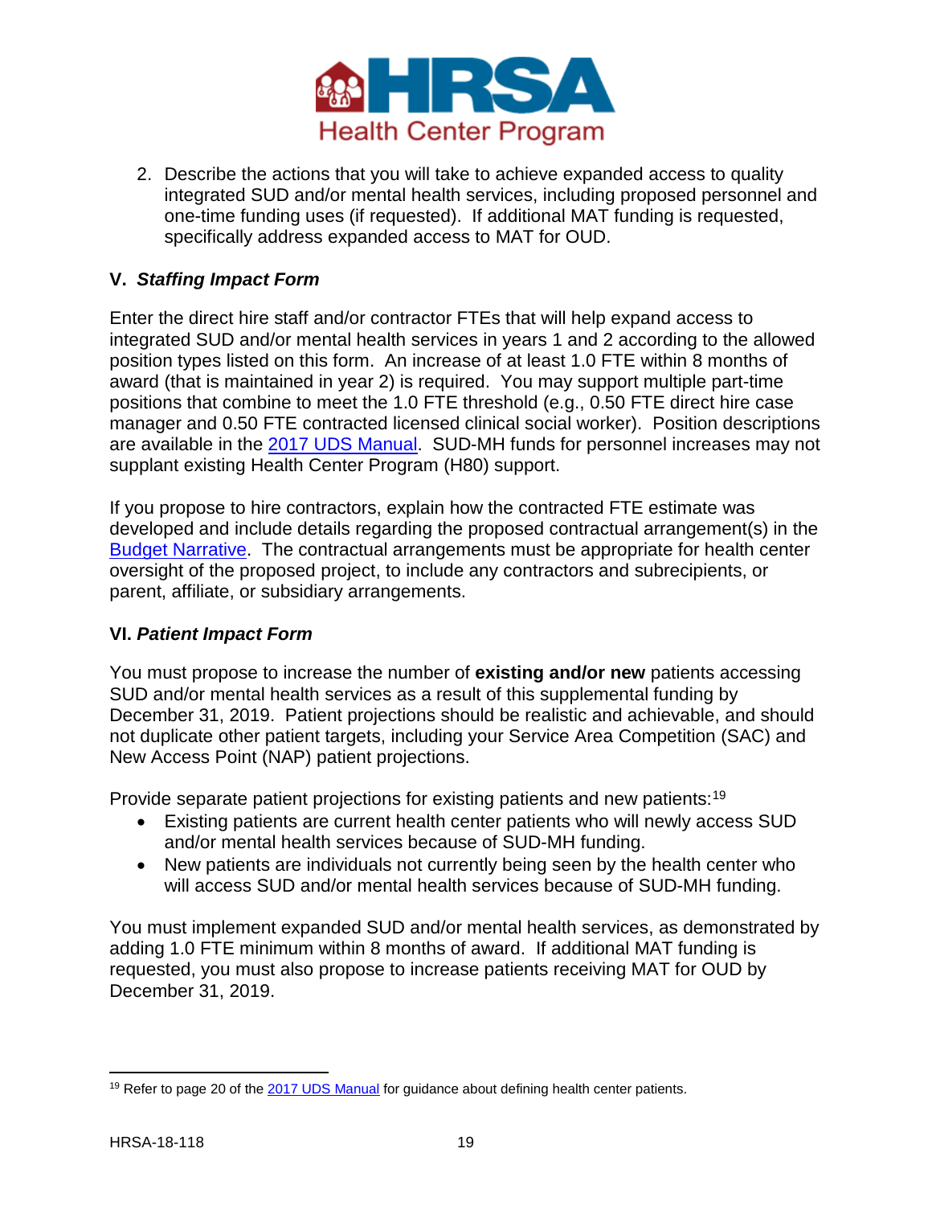2. Describe the actions that you will take to achieve expanded access to quality integrated SUD and/or mental health services, including proposed personnel and one-time funding uses (if requested). If additional MAT funding is requested, specifically address expanded access to MAT for OUD.

### V. *Staffing Impact Form*

Enter the direct hire staff and/or contractor FTEs that will help expand access to integrated SUD and/or mental health services in years 1 and 2 according to the allowed position types listed on this form. An increase of at least 1.0 FTE within 8 months of award (that is maintained in year 2) is required. You may support multiple part-time positions that combine to meet the 1.0 FTE threshold (e.g., 0.50 FTE direct hire case manager and 0.50 FTE contracted licensed clinical social worker). Position descriptions are available in the 2017 UDS Manual. SUD-MH funds for personnel increases may not supplant existing Health Center Program (H80) support.

If you propose to hire contractors, explain how the contracted FTE estimate was developed and include details regarding the proposed contractual arrangement(s) in the Budget Narrative. The contractual arrangements must be appropriate for health center oversight of the proposed project, to include any contractors and subrecipients, or parent, affiliate, or subsidiary arrangements.

### VI. *Patient Impact Form*

You must propose to increase the number of **existing and/or new** patients accessing SUD and/or mental health services as a result of this supplemental funding by December 31, 2019. Patient projections should be realistic and achievable, and should not duplicate other patient targets, including your Service Area Competition (SAC) and New Access Point (NAP) patient projections.

Provide separate patient projections for existing patients and new patients:[19]

- Existing patients are current health center patients who will newly access SUD and/or mental health services because of SUD-MH funding.
- New patients are individuals not currently being seen by the health center who will access SUD and/or mental health services because of SUD-MH funding.

You must implement expanded SUD and/or mental health services, as demonstrated by adding 1.0 FTE minimum within 8 months of award. If additional MAT funding is requested, you must also propose to increase patients receiving MAT for OUD by December 31, 2019.

---

[19] Refer to page 20 of the 2017 UDS Manual for guidance about defining health center patients.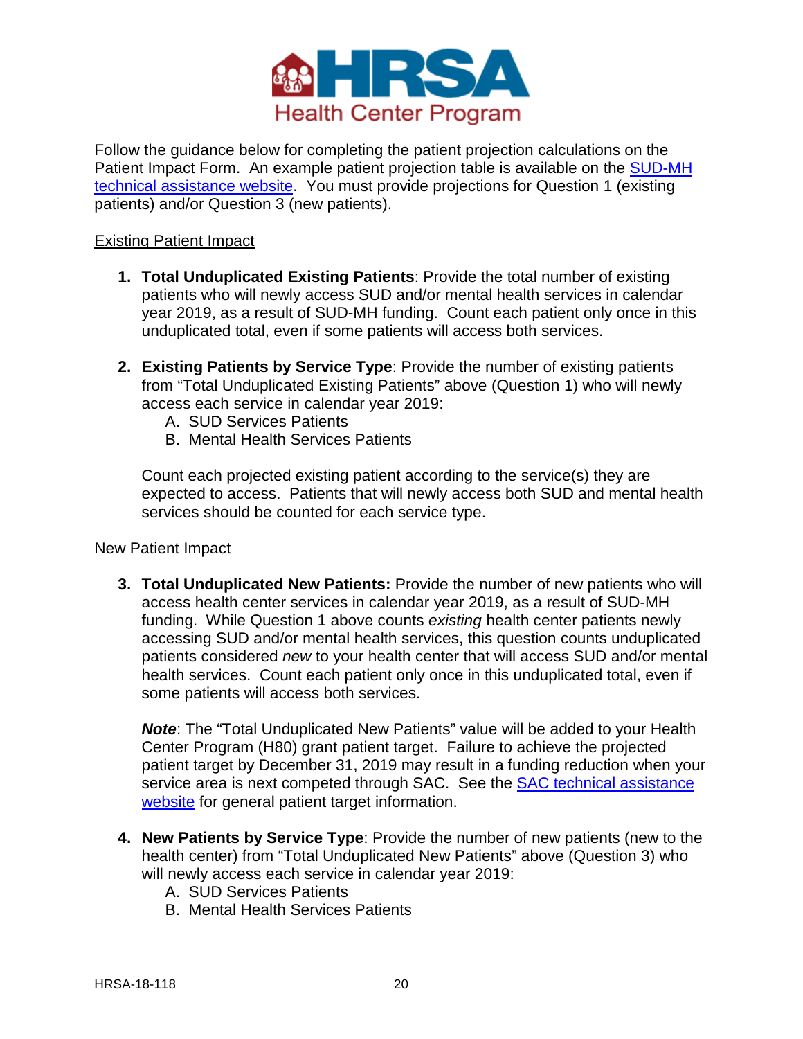Follow the guidance below for completing the patient projection calculations on the Patient Impact Form. An example patient projection table is available on the [SUD-MH technical assistance website](). You must provide projections for Question 1 (existing patients) and/or Question 3 (new patients).

Existing Patient Impact

1. **Total Unduplicated Existing Patients**: Provide the total number of existing patients who will newly access SUD and/or mental health services in calendar year 2019, as a result of SUD-MH funding. Count each patient only once in this unduplicated total, even if some patients will access both services.

2. **Existing Patients by Service Type**: Provide the number of existing patients from "Total Unduplicated Existing Patients" above (Question 1) who will newly access each service in calendar year 2019:
   A. SUD Services Patients
   B. Mental Health Services Patients

   Count each projected existing patient according to the service(s) they are expected to access. Patients that will newly access both SUD and mental health services should be counted for each service type.

New Patient Impact

3. **Total Unduplicated New Patients:** Provide the number of new patients who will access health center services in calendar year 2019, as a result of SUD-MH funding. While Question 1 above counts *existing* health center patients newly accessing SUD and/or mental health services, this question counts unduplicated patients considered *new* to your health center that will access SUD and/or mental health services. Count each patient only once in this unduplicated total, even if some patients will access both services.

   ***Note***: The "Total Unduplicated New Patients" value will be added to your Health Center Program (H80) grant patient target. Failure to achieve the projected patient target by December 31, 2019 may result in a funding reduction when your service area is next competed through SAC. See the [SAC technical assistance website]() for general patient target information.

4. **New Patients by Service Type**: Provide the number of new patients (new to the health center) from "Total Unduplicated New Patients" above (Question 3) who will newly access each service in calendar year 2019:
   A. SUD Services Patients
   B. Mental Health Services Patients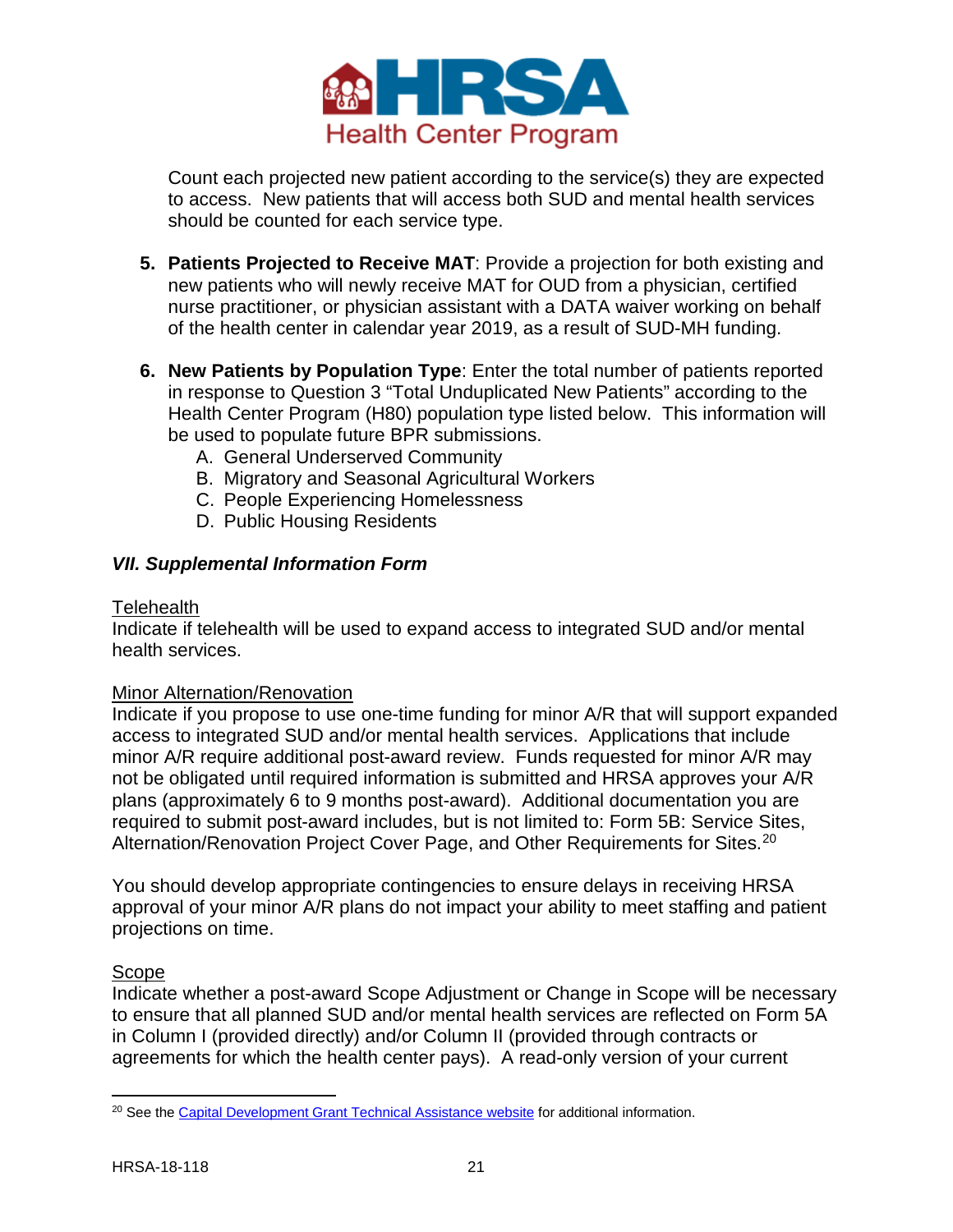Count each projected new patient according to the service(s) they are expected to access. New patients that will access both SUD and mental health services should be counted for each service type.

5. **Patients Projected to Receive MAT**: Provide a projection for both existing and new patients who will newly receive MAT for OUD from a physician, certified nurse practitioner, or physician assistant with a DATA waiver working on behalf of the health center in calendar year 2019, as a result of SUD-MH funding.

6. **New Patients by Population Type**: Enter the total number of patients reported in response to Question 3 "Total Unduplicated New Patients" according to the Health Center Program (H80) population type listed below. This information will be used to populate future BPR submissions.
   A. General Underserved Community
   B. Migratory and Seasonal Agricultural Workers
   C. People Experiencing Homelessness
   D. Public Housing Residents

### *VII. Supplemental Information Form*

Telehealth
Indicate if telehealth will be used to expand access to integrated SUD and/or mental health services.

Minor Alternation/Renovation
Indicate if you propose to use one-time funding for minor A/R that will support expanded access to integrated SUD and/or mental health services. Applications that include minor A/R require additional post-award review. Funds requested for minor A/R may not be obligated until required information is submitted and HRSA approves your A/R plans (approximately 6 to 9 months post-award). Additional documentation you are required to submit post-award includes, but is not limited to: Form 5B: Service Sites, Alternation/Renovation Project Cover Page, and Other Requirements for Sites.[20]

You should develop appropriate contingencies to ensure delays in receiving HRSA approval of your minor A/R plans do not impact your ability to meet staffing and patient projections on time.

Scope
Indicate whether a post-award Scope Adjustment or Change in Scope will be necessary to ensure that all planned SUD and/or mental health services are reflected on Form 5A in Column I (provided directly) and/or Column II (provided through contracts or agreements for which the health center pays). A read-only version of your current

[20] See the Capital Development Grant Technical Assistance website for additional information.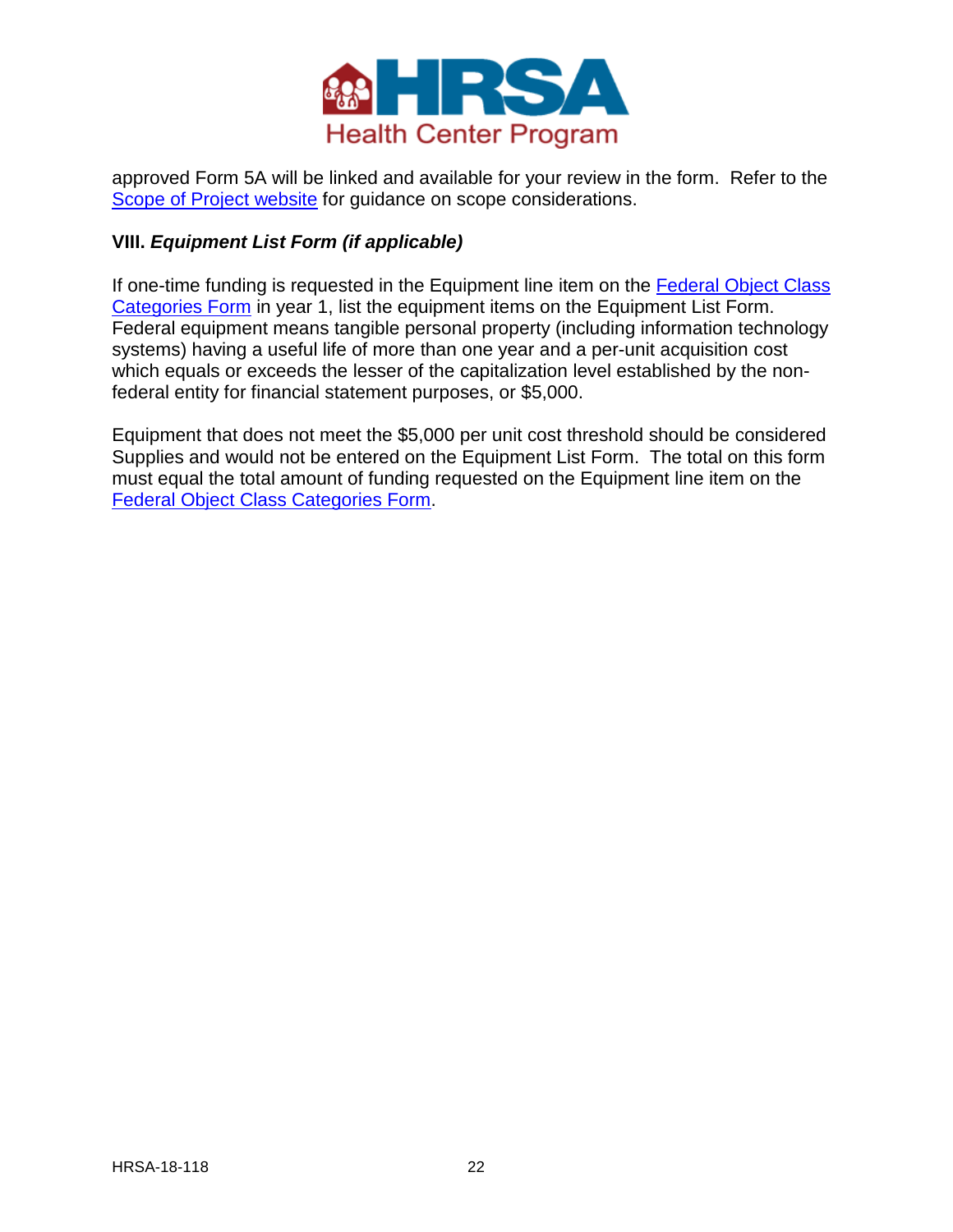approved Form 5A will be linked and available for your review in the form. Refer to the Scope of Project website for guidance on scope considerations.

### VIII. *Equipment List Form (if applicable)*

If one-time funding is requested in the Equipment line item on the Federal Object Class Categories Form in year 1, list the equipment items on the Equipment List Form. Federal equipment means tangible personal property (including information technology systems) having a useful life of more than one year and a per-unit acquisition cost which equals or exceeds the lesser of the capitalization level established by the non-federal entity for financial statement purposes, or $5,000.

Equipment that does not meet the $5,000 per unit cost threshold should be considered Supplies and would not be entered on the Equipment List Form. The total on this form must equal the total amount of funding requested on the Equipment line item on the Federal Object Class Categories Form.